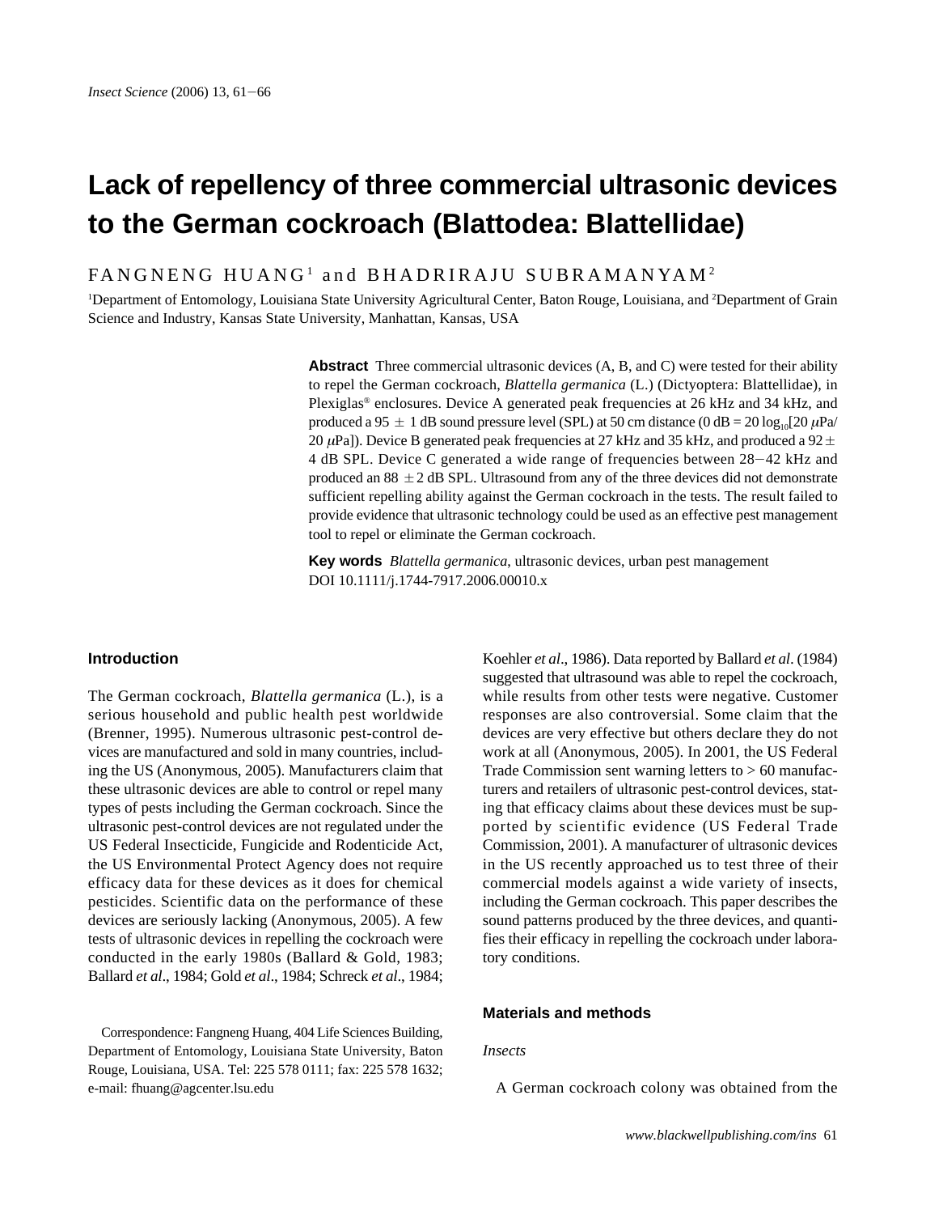# Lack of repellency of three commercial ultrasonic devices to the German cockroach (Blattodea: Blattellidae)

FANGNENG HUANG[1] and BHADRIRAJU SUBRAMANYAM[2]

[1]Department of Entomology, Louisiana State University Agricultural Center, Baton Rouge, Louisiana, and [2]Department of Grain Science and Industry, Kansas State University, Manhattan, Kansas, USA

**Abstract** Three commercial ultrasonic devices (A, B, and C) were tested for their ability to repel the German cockroach, *Blattella germanica* (L.) (Dictyoptera: Blattellidae), in Plexiglas® enclosures. Device A generated peak frequencies at 26 kHz and 34 kHz, and produced a 95 ± 1 dB sound pressure level (SPL) at 50 cm distance (0 dB = $20 \log_{10}[20\ \mu\text{Pa}/20\ \mu\text{Pa}]$). Device B generated peak frequencies at 27 kHz and 35 kHz, and produced a 92 ± 4 dB SPL. Device C generated a wide range of frequencies between 28−42 kHz and produced an 88 ± 2 dB SPL. Ultrasound from any of the three devices did not demonstrate sufficient repelling ability against the German cockroach in the tests. The result failed to provide evidence that ultrasonic technology could be used as an effective pest management tool to repel or eliminate the German cockroach.

**Key words** *Blattella germanica*, ultrasonic devices, urban pest management
DOI 10.1111/j.1744-7917.2006.00010.x

## Introduction

The German cockroach, *Blattella germanica* (L.), is a serious household and public health pest worldwide (Brenner, 1995). Numerous ultrasonic pest-control devices are manufactured and sold in many countries, including the US (Anonymous, 2005). Manufacturers claim that these ultrasonic devices are able to control or repel many types of pests including the German cockroach. Since the ultrasonic pest-control devices are not regulated under the US Federal Insecticide, Fungicide and Rodenticide Act, the US Environmental Protect Agency does not require efficacy data for these devices as it does for chemical pesticides. Scientific data on the performance of these devices are seriously lacking (Anonymous, 2005). A few tests of ultrasonic devices in repelling the cockroach were conducted in the early 1980s (Ballard & Gold, 1983; Ballard *et al*., 1984; Gold *et al*., 1984; Schreck *et al*., 1984; Koehler *et al*., 1986). Data reported by Ballard *et al*. (1984) suggested that ultrasound was able to repel the cockroach, while results from other tests were negative. Customer responses are also controversial. Some claim that the devices are very effective but others declare they do not work at all (Anonymous, 2005). In 2001, the US Federal Trade Commission sent warning letters to > 60 manufacturers and retailers of ultrasonic pest-control devices, stating that efficacy claims about these devices must be supported by scientific evidence (US Federal Trade Commission, 2001). A manufacturer of ultrasonic devices in the US recently approached us to test three of their commercial models against a wide variety of insects, including the German cockroach. This paper describes the sound patterns produced by the three devices, and quantifies their efficacy in repelling the cockroach under laboratory conditions.

Correspondence: Fangneng Huang, 404 Life Sciences Building, Department of Entomology, Louisiana State University, Baton Rouge, Louisiana, USA. Tel: 225 578 0111; fax: 225 578 1632; e-mail: fhuang@agcenter.lsu.edu

## Materials and methods

### *Insects*

A German cockroach colony was obtained from the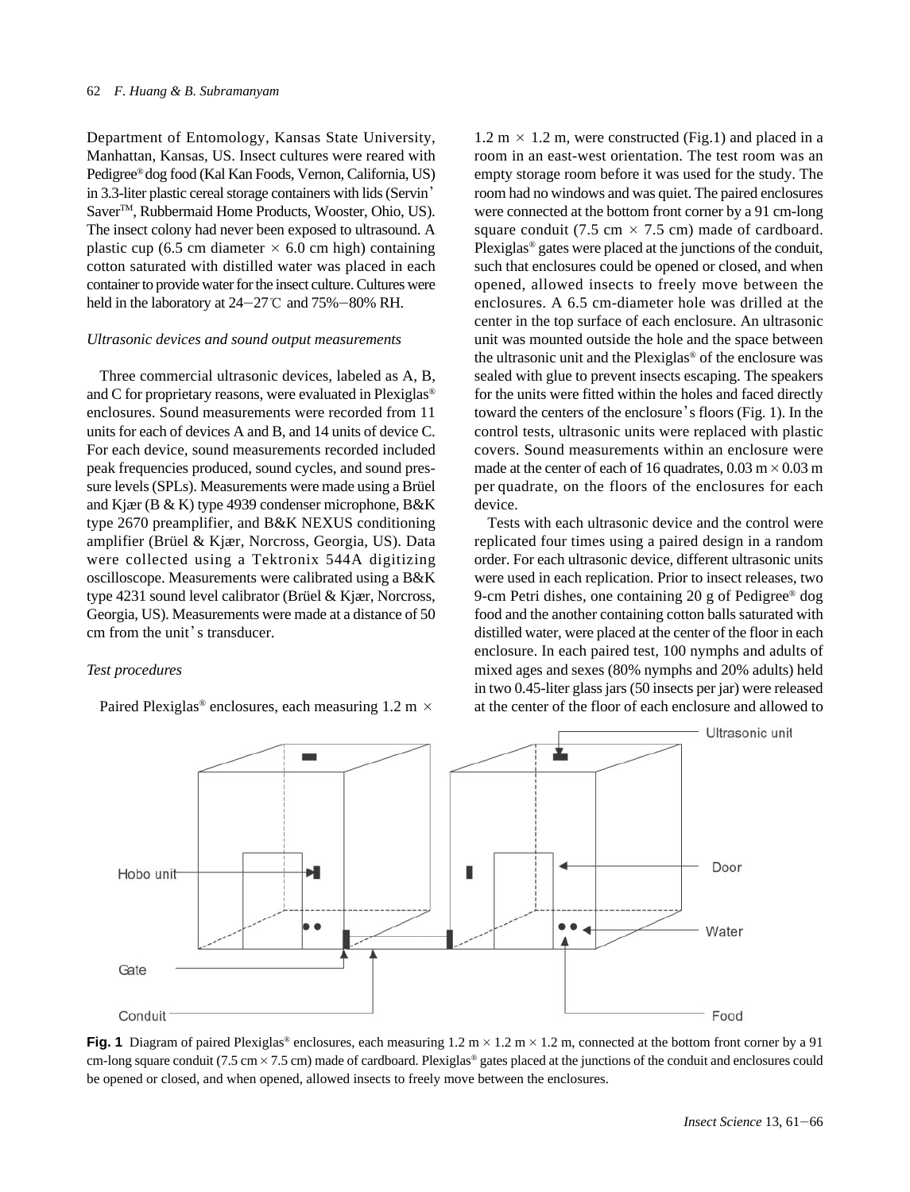Department of Entomology, Kansas State University, Manhattan, Kansas, US. Insect cultures were reared with Pedigree® dog food (Kal Kan Foods, Vernon, California, US) in 3.3-liter plastic cereal storage containers with lids (Servin' Saver™, Rubbermaid Home Products, Wooster, Ohio, US). The insect colony had never been exposed to ultrasound. A plastic cup (6.5 cm diameter × 6.0 cm high) containing cotton saturated with distilled water was placed in each container to provide water for the insect culture. Cultures were held in the laboratory at 24−27℃ and 75%−80% RH.

### *Ultrasonic devices and sound output measurements*

Three commercial ultrasonic devices, labeled as A, B, and C for proprietary reasons, were evaluated in Plexiglas® enclosures. Sound measurements were recorded from 11 units for each of devices A and B, and 14 units of device C. For each device, sound measurements recorded included peak frequencies produced, sound cycles, and sound pressure levels (SPLs). Measurements were made using a Brüel and Kjær (B & K) type 4939 condenser microphone, B&K type 2670 preamplifier, and B&K NEXUS conditioning amplifier (Brüel & Kjær, Norcross, Georgia, US). Data were collected using a Tektronix 544A digitizing oscilloscope. Measurements were calibrated using a B&K type 4231 sound level calibrator (Brüel & Kjær, Norcross, Georgia, US). Measurements were made at a distance of 50 cm from the unit's transducer.

### *Test procedures*

Paired Plexiglas® enclosures, each measuring 1.2 m × 1.2 m × 1.2 m, were constructed (Fig.1) and placed in a room in an east-west orientation. The test room was an empty storage room before it was used for the study. The room had no windows and was quiet. The paired enclosures were connected at the bottom front corner by a 91 cm-long square conduit (7.5 cm × 7.5 cm) made of cardboard. Plexiglas® gates were placed at the junctions of the conduit, such that enclosures could be opened or closed, and when opened, allowed insects to freely move between the enclosures. A 6.5 cm-diameter hole was drilled at the center in the top surface of each enclosure. An ultrasonic unit was mounted outside the hole and the space between the ultrasonic unit and the Plexiglas® of the enclosure was sealed with glue to prevent insects escaping. The speakers for the units were fitted within the holes and faced directly toward the centers of the enclosure's floors (Fig. 1). In the control tests, ultrasonic units were replaced with plastic covers. Sound measurements within an enclosure were made at the center of each of 16 quadrates, 0.03 m × 0.03 m per quadrate, on the floors of the enclosures for each device.

Tests with each ultrasonic device and the control were replicated four times using a paired design in a random order. For each ultrasonic device, different ultrasonic units were used in each replication. Prior to insect releases, two 9-cm Petri dishes, one containing 20 g of Pedigree® dog food and the another containing cotton balls saturated with distilled water, were placed at the center of the floor in each enclosure. In each paired test, 100 nymphs and adults of mixed ages and sexes (80% nymphs and 20% adults) held in two 0.45-liter glass jars (50 insects per jar) were released at the center of the floor of each enclosure and allowed to

**Fig. 1** Diagram of paired Plexiglas® enclosures, each measuring 1.2 m × 1.2 m × 1.2 m, connected at the bottom front corner by a 91 cm-long square conduit (7.5 cm × 7.5 cm) made of cardboard. Plexiglas® gates placed at the junctions of the conduit and enclosures could be opened or closed, and when opened, allowed insects to freely move between the enclosures.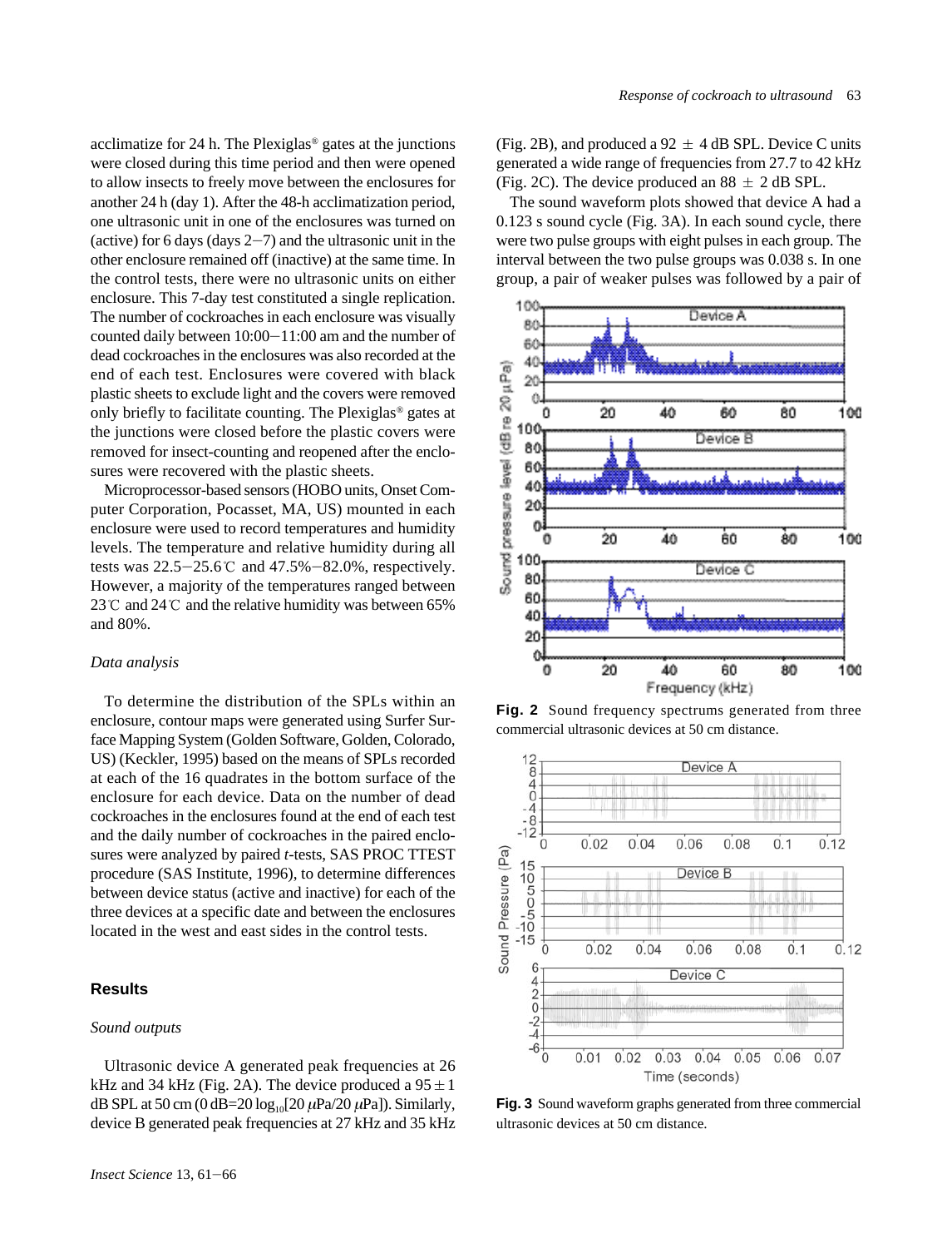acclimatize for 24 h. The Plexiglas® gates at the junctions were closed during this time period and then were opened to allow insects to freely move between the enclosures for another 24 h (day 1). After the 48-h acclimatization period, one ultrasonic unit in one of the enclosures was turned on (active) for 6 days (days 2−7) and the ultrasonic unit in the other enclosure remained off (inactive) at the same time. In the control tests, there were no ultrasonic units on either enclosure. This 7-day test constituted a single replication. The number of cockroaches in each enclosure was visually counted daily between 10:00−11:00 am and the number of dead cockroaches in the enclosures was also recorded at the end of each test. Enclosures were covered with black plastic sheets to exclude light and the covers were removed only briefly to facilitate counting. The Plexiglas® gates at the junctions were closed before the plastic covers were removed for insect-counting and reopened after the enclosures were recovered with the plastic sheets.

Microprocessor-based sensors (HOBO units, Onset Computer Corporation, Pocasset, MA, US) mounted in each enclosure were used to record temperatures and humidity levels. The temperature and relative humidity during all tests was 22.5−25.6℃ and 47.5%−82.0%, respectively. However, a majority of the temperatures ranged between 23℃ and 24℃ and the relative humidity was between 65% and 80%.

### *Data analysis*

To determine the distribution of the SPLs within an enclosure, contour maps were generated using Surfer Surface Mapping System (Golden Software, Golden, Colorado, US) (Keckler, 1995) based on the means of SPLs recorded at each of the 16 quadrates in the bottom surface of the enclosure for each device. Data on the number of dead cockroaches in the enclosures found at the end of each test and the daily number of cockroaches in the paired enclosures were analyzed by paired *t*-tests, SAS PROC TTEST procedure (SAS Institute, 1996), to determine differences between device status (active and inactive) for each of the three devices at a specific date and between the enclosures located in the west and east sides in the control tests.

## Results

### *Sound outputs*

Ultrasonic device A generated peak frequencies at 26 kHz and 34 kHz (Fig. 2A). The device produced a $95 \pm 1$ dB SPL at 50 cm (0 dB=20 $\log_{10}$[20 $\mu$Pa/20 $\mu$Pa]). Similarly, device B generated peak frequencies at 27 kHz and 35 kHz (Fig. 2B), and produced a $92 \pm 4$ dB SPL. Device C units generated a wide range of frequencies from 27.7 to 42 kHz (Fig. 2C). The device produced an $88 \pm 2$ dB SPL.

The sound waveform plots showed that device A had a 0.123 s sound cycle (Fig. 3A). In each sound cycle, there were two pulse groups with eight pulses in each group. The interval between the two pulse groups was 0.038 s. In one group, a pair of weaker pulses was followed by a pair of

**Fig. 2** Sound frequency spectrums generated from three commercial ultrasonic devices at 50 cm distance.

**Fig. 3** Sound waveform graphs generated from three commercial ultrasonic devices at 50 cm distance.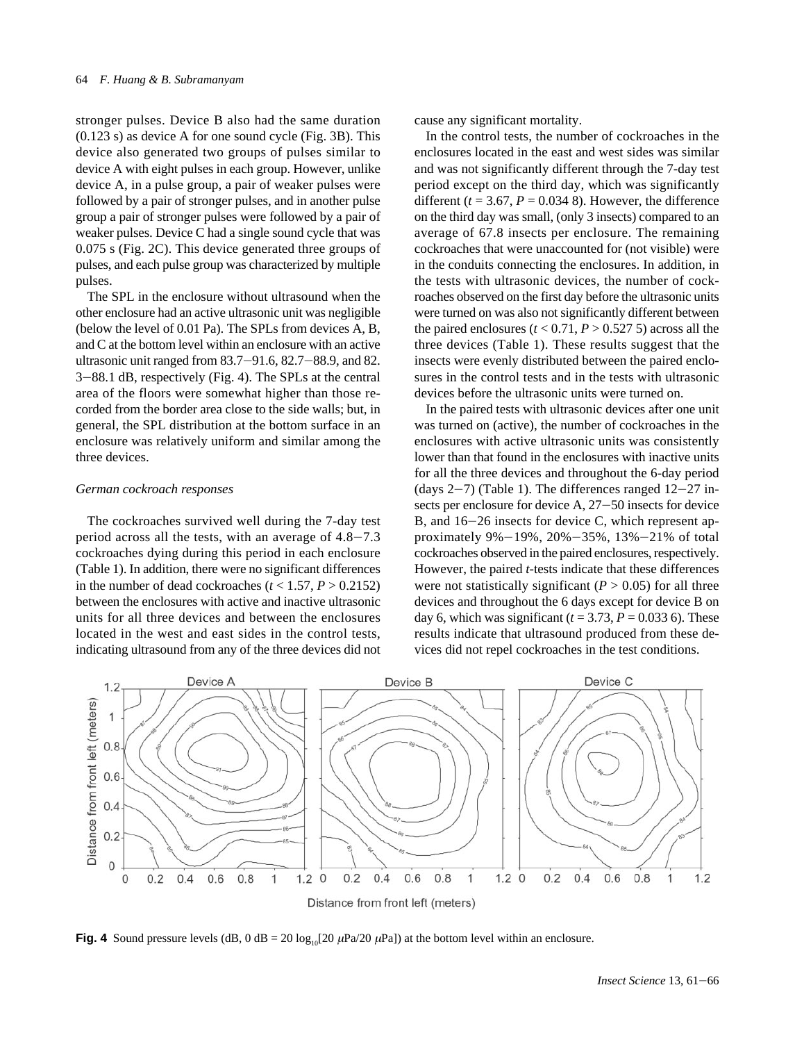stronger pulses. Device B also had the same duration (0.123 s) as device A for one sound cycle (Fig. 3B). This device also generated two groups of pulses similar to device A with eight pulses in each group. However, unlike device A, in a pulse group, a pair of weaker pulses were followed by a pair of stronger pulses, and in another pulse group a pair of stronger pulses were followed by a pair of weaker pulses. Device C had a single sound cycle that was 0.075 s (Fig. 2C). This device generated three groups of pulses, and each pulse group was characterized by multiple pulses.

The SPL in the enclosure without ultrasound when the other enclosure had an active ultrasonic unit was negligible (below the level of 0.01 Pa). The SPLs from devices A, B, and C at the bottom level within an enclosure with an active ultrasonic unit ranged from 83.7−91.6, 82.7−88.9, and 82. 3−88.1 dB, respectively (Fig. 4). The SPLs at the central area of the floors were somewhat higher than those recorded from the border area close to the side walls; but, in general, the SPL distribution at the bottom surface in an enclosure was relatively uniform and similar among the three devices.

### *German cockroach responses*

The cockroaches survived well during the 7-day test period across all the tests, with an average of 4.8−7.3 cockroaches dying during this period in each enclosure (Table 1). In addition, there were no significant differences in the number of dead cockroaches ($t < 1.57$, $P > 0.2152$) between the enclosures with active and inactive ultrasonic units for all three devices and between the enclosures located in the west and east sides in the control tests, indicating ultrasound from any of the three devices did not cause any significant mortality.

In the control tests, the number of cockroaches in the enclosures located in the east and west sides was similar and was not significantly different through the 7-day test period except on the third day, which was significantly different ($t = 3.67$, $P = 0.034\,8$). However, the difference on the third day was small, (only 3 insects) compared to an average of 67.8 insects per enclosure. The remaining cockroaches that were unaccounted for (not visible) were in the conduits connecting the enclosures. In addition, in the tests with ultrasonic devices, the number of cockroaches observed on the first day before the ultrasonic units were turned on was also not significantly different between the paired enclosures ($t < 0.71$, $P > 0.527\,5$) across all the three devices (Table 1). These results suggest that the insects were evenly distributed between the paired enclosures in the control tests and in the tests with ultrasonic devices before the ultrasonic units were turned on.

In the paired tests with ultrasonic devices after one unit was turned on (active), the number of cockroaches in the enclosures with active ultrasonic units was consistently lower than that found in the enclosures with inactive units for all the three devices and throughout the 6-day period (days 2−7) (Table 1). The differences ranged 12−27 insects per enclosure for device A, 27−50 insects for device B, and 16−26 insects for device C, which represent approximately 9%−19%, 20%−35%, 13%−21% of total cockroaches observed in the paired enclosures, respectively. However, the paired *t*-tests indicate that these differences were not statistically significant ($P > 0.05$) for all three devices and throughout the 6 days except for device B on day 6, which was significant ($t = 3.73$, $P = 0.033\,6$). These results indicate that ultrasound produced from these devices did not repel cockroaches in the test conditions.

**Fig. 4** Sound pressure levels (dB, 0 dB = 20 $\log_{10}$[20 $\mu$Pa/20 $\mu$Pa]) at the bottom level within an enclosure.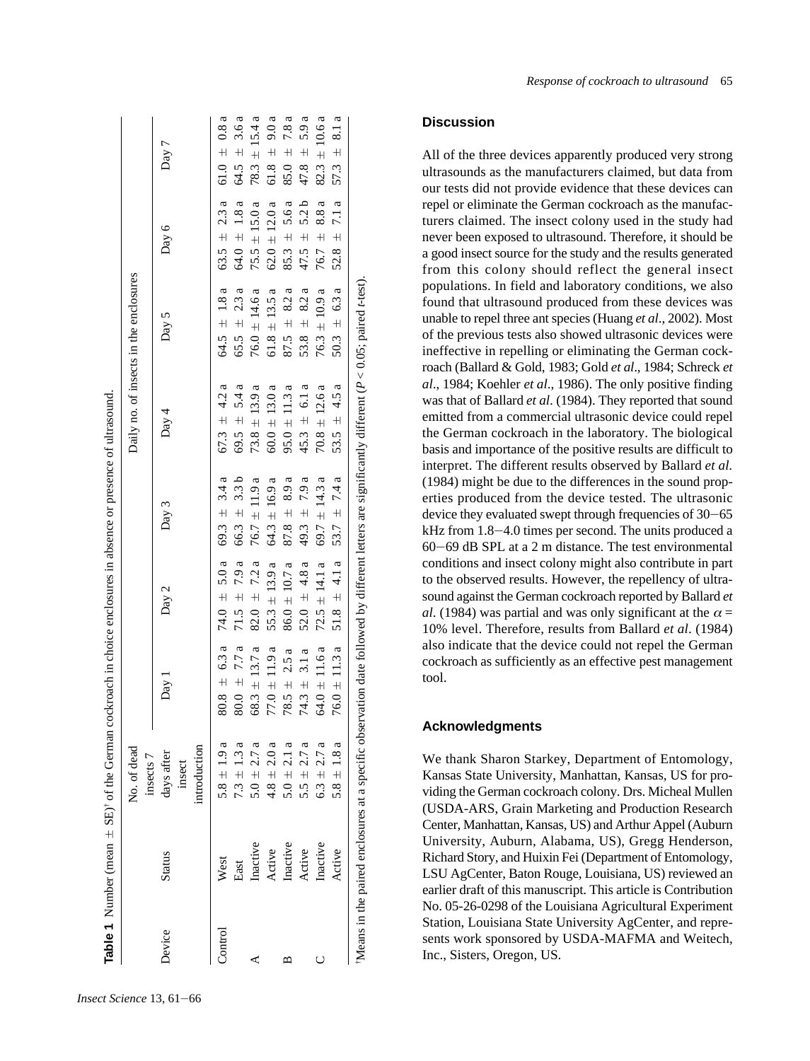**Table 1** Number (mean ± SE)[†] of the German cockroach in choice enclosures in absence or presence of ultrasound.

| Device | Status | No. of dead insects 7 days after insect introduction | Daily no. of insects in the enclosures | | | | | | |
|---|---|---|---|---|---|---|---|---|---|
| | | | Day 1 | Day 2 | Day 3 | Day 4 | Day 5 | Day 6 | Day 7 |
| Control | West | 5.8 ± 1.9 a | 80.8 ± 6.3 a | 74.0 ± 5.0 a | 69.3 ± 3.4 a | 67.3 ± 4.2 a | 64.5 ± 1.8 a | 63.5 ± 2.3 a | 61.0 ± 0.8 a |
| | East | 7.3 ± 1.3 a | 80.0 ± 7.7 a | 71.5 ± 7.9 a | 66.3 ± 3.3 b | 69.5 ± 5.4 a | 65.5 ± 2.3 a | 64.0 ± 1.8 a | 64.5 ± 3.6 a |
| A | Inactive | 5.0 ± 2.7 a | 68.3 ± 13.7 a | 82.0 ± 7.2 a | 76.7 ± 11.9 a | 73.8 ± 13.9 a | 76.0 ± 14.6 a | 75.5 ± 15.0 a | 78.3 ± 15.4 a |
| | Active | 4.8 ± 2.0 a | 77.0 ± 11.9 a | 55.3 ± 13.9 a | 64.3 ± 16.9 a | 60.0 ± 13.0 a | 61.8 ± 13.5 a | 62.0 ± 12.0 a | 61.8 ± 9.0 a |
| B | Inactive | 5.0 ± 2.1 a | 78.5 ± 2.5 a | 86.0 ± 10.7 a | 87.8 ± 8.9 a | 95.0 ± 11.3 a | 87.5 ± 8.2 a | 85.3 ± 5.6 a | 85.0 ± 7.8 a |
| | Active | 5.5 ± 2.7 a | 74.3 ± 3.1 a | 52.0 ± 4.8 a | 49.3 ± 7.9 a | 45.3 ± 6.1 a | 53.8 ± 8.2 a | 47.5 ± 5.2 b | 47.8 ± 5.9 a |
| C | Inactive | 6.3 ± 2.7 a | 64.0 ± 11.6 a | 72.5 ± 14.1 a | 69.7 ± 14.3 a | 70.8 ± 12.6 a | 76.3 ± 10.9 a | 76.7 ± 8.8 a | 82.3 ± 10.6 a |
| | Active | 5.8 ± 1.8 a | 76.0 ± 11.3 a | 51.8 ± 4.1 a | 53.7 ± 7.4 a | 53.5 ± 4.5 a | 50.3 ± 6.3 a | 52.8 ± 7.1 a | 57.3 ± 8.1 a |

[†]Means in the paired enclosures at a specific observation date followed by different letters are significantly different ($P < 0.05$; paired *t*-test).

## Discussion

All of the three devices apparently produced very strong ultrasounds as the manufacturers claimed, but data from our tests did not provide evidence that these devices can repel or eliminate the German cockroach as the manufacturers claimed. The insect colony used in the study had never been exposed to ultrasound. Therefore, it should be a good insect source for the study and the results generated from this colony should reflect the general insect populations. In field and laboratory conditions, we also found that ultrasound produced from these devices was unable to repel three ant species (Huang *et al*., 2002). Most of the previous tests also showed ultrasonic devices were ineffective in repelling or eliminating the German cockroach (Ballard & Gold, 1983; Gold *et al*., 1984; Schreck *et al*., 1984; Koehler *et al*., 1986). The only positive finding was that of Ballard *et al*. (1984). They reported that sound emitted from a commercial ultrasonic device could repel the German cockroach in the laboratory. The biological basis and importance of the positive results are difficult to interpret. The different results observed by Ballard *et al.* (1984) might be due to the differences in the sound properties produced from the device tested. The ultrasonic device they evaluated swept through frequencies of 30−65 kHz from 1.8−4.0 times per second. The units produced a 60−69 dB SPL at a 2 m distance. The test environmental conditions and insect colony might also contribute in part to the observed results. However, the repellency of ultrasound against the German cockroach reported by Ballard *et al*. (1984) was partial and was only significant at the $\alpha$ = 10% level. Therefore, results from Ballard *et al*. (1984) also indicate that the device could not repel the German cockroach as sufficiently as an effective pest management tool.

## Acknowledgments

We thank Sharon Starkey, Department of Entomology, Kansas State University, Manhattan, Kansas, US for providing the German cockroach colony. Drs. Micheal Mullen (USDA-ARS, Grain Marketing and Production Research Center, Manhattan, Kansas, US) and Arthur Appel (Auburn University, Auburn, Alabama, US), Gregg Henderson, Richard Story, and Huixin Fei (Department of Entomology, LSU AgCenter, Baton Rouge, Louisiana, US) reviewed an earlier draft of this manuscript. This article is Contribution No. 05-26-0298 of the Louisiana Agricultural Experiment Station, Louisiana State University AgCenter, and represents work sponsored by USDA-MAFMA and Weitech, Inc., Sisters, Oregon, US.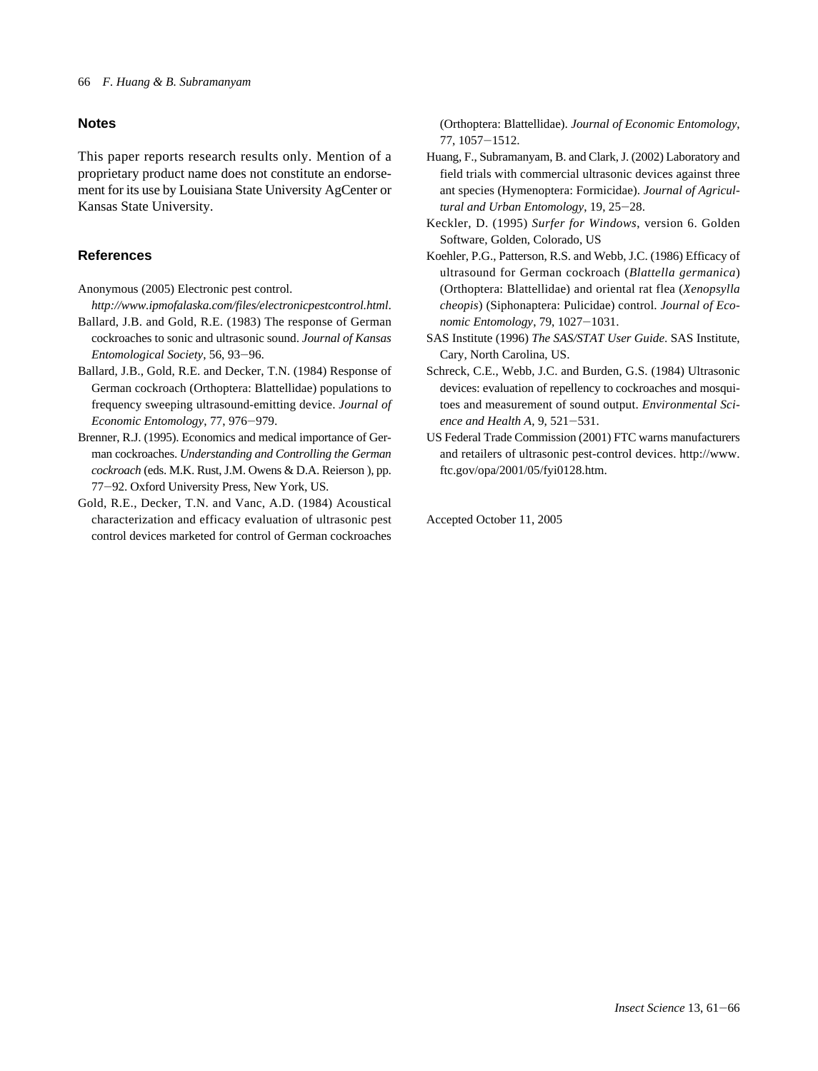## Notes

This paper reports research results only. Mention of a proprietary product name does not constitute an endorsement for its use by Louisiana State University AgCenter or Kansas State University.

## References

Anonymous (2005) Electronic pest control. *http://www.ipmofalaska.com/files/electronicpestcontrol.html*.

Ballard, J.B. and Gold, R.E. (1983) The response of German cockroaches to sonic and ultrasonic sound. *Journal of Kansas Entomological Society*, 56, 93−96.

Ballard, J.B., Gold, R.E. and Decker, T.N. (1984) Response of German cockroach (Orthoptera: Blattellidae) populations to frequency sweeping ultrasound-emitting device. *Journal of Economic Entomology*, 77, 976−979.

Brenner, R.J. (1995). Economics and medical importance of German cockroaches. *Understanding and Controlling the German cockroach* (eds. M.K. Rust, J.M. Owens & D.A. Reierson ), pp. 77−92. Oxford University Press, New York, US.

Gold, R.E., Decker, T.N. and Vanc, A.D. (1984) Acoustical characterization and efficacy evaluation of ultrasonic pest control devices marketed for control of German cockroaches (Orthoptera: Blattellidae). *Journal of Economic Entomology*, 77, 1057−1512.

Huang, F., Subramanyam, B. and Clark, J. (2002) Laboratory and field trials with commercial ultrasonic devices against three ant species (Hymenoptera: Formicidae). *Journal of Agricultural and Urban Entomology*, 19, 25−28.

Keckler, D. (1995) *Surfer for Windows*, version 6. Golden Software, Golden, Colorado, US

Koehler, P.G., Patterson, R.S. and Webb, J.C. (1986) Efficacy of ultrasound for German cockroach (*Blattella germanica*) (Orthoptera: Blattellidae) and oriental rat flea (*Xenopsylla cheopis*) (Siphonaptera: Pulicidae) control. *Journal of Economic Entomology*, 79, 1027−1031.

SAS Institute (1996) *The SAS/STAT User Guide*. SAS Institute, Cary, North Carolina, US.

Schreck, C.E., Webb, J.C. and Burden, G.S. (1984) Ultrasonic devices: evaluation of repellency to cockroaches and mosquitoes and measurement of sound output. *Environmental Science and Health A*, 9, 521−531.

US Federal Trade Commission (2001) FTC warns manufacturers and retailers of ultrasonic pest-control devices. http://www.ftc.gov/opa/2001/05/fyi0128.htm.

Accepted October 11, 2005